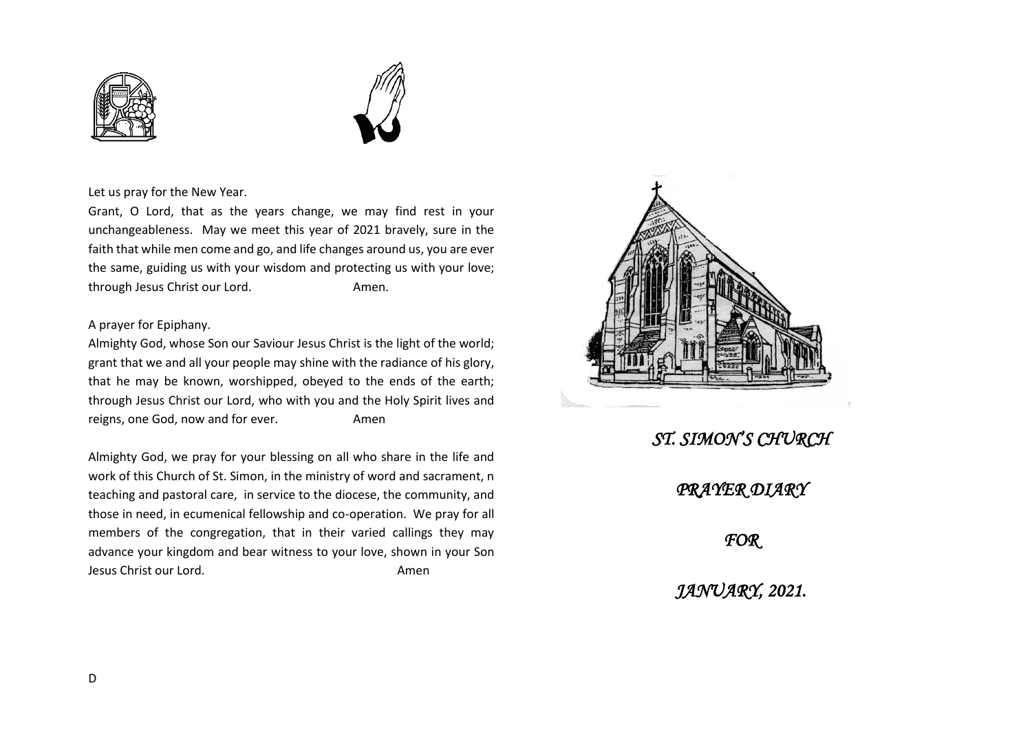Let us pray for the New Year.

Grant, O Lord, that as the years change, we may find rest in your unchangeableness. May we meet this year of 2021 bravely, sure in the faith that while men come and go, and life changes around us, you are ever the same, guiding us with your wisdom and protecting us with your love; through Jesus Christ our Lord. Amen.

A prayer for Epiphany.

Almighty God, whose Son our Saviour Jesus Christ is the light of the world; grant that we and all your people may shine with the radiance of his glory, that he may be known, worshipped, obeyed to the ends of the earth; through Jesus Christ our Lord, who with you and the Holy Spirit lives and reigns, one God, now and for ever. Amen

Almighty God, we pray for your blessing on all who share in the life and work of this Church of St. Simon, in the ministry of word and sacrament, n teaching and pastoral care, in service to the diocese, the community, and those in need, in ecumenical fellowship and co-operation. We pray for all members of the congregation, that in their varied callings they may advance your kingdom and bear witness to your love, shown in your Son Jesus Christ our Lord. Amen

D

# *ST. SIMON'S CHURCH*

## *PRAYER DIARY*

## *FOR*

## *JANUARY, 2021.*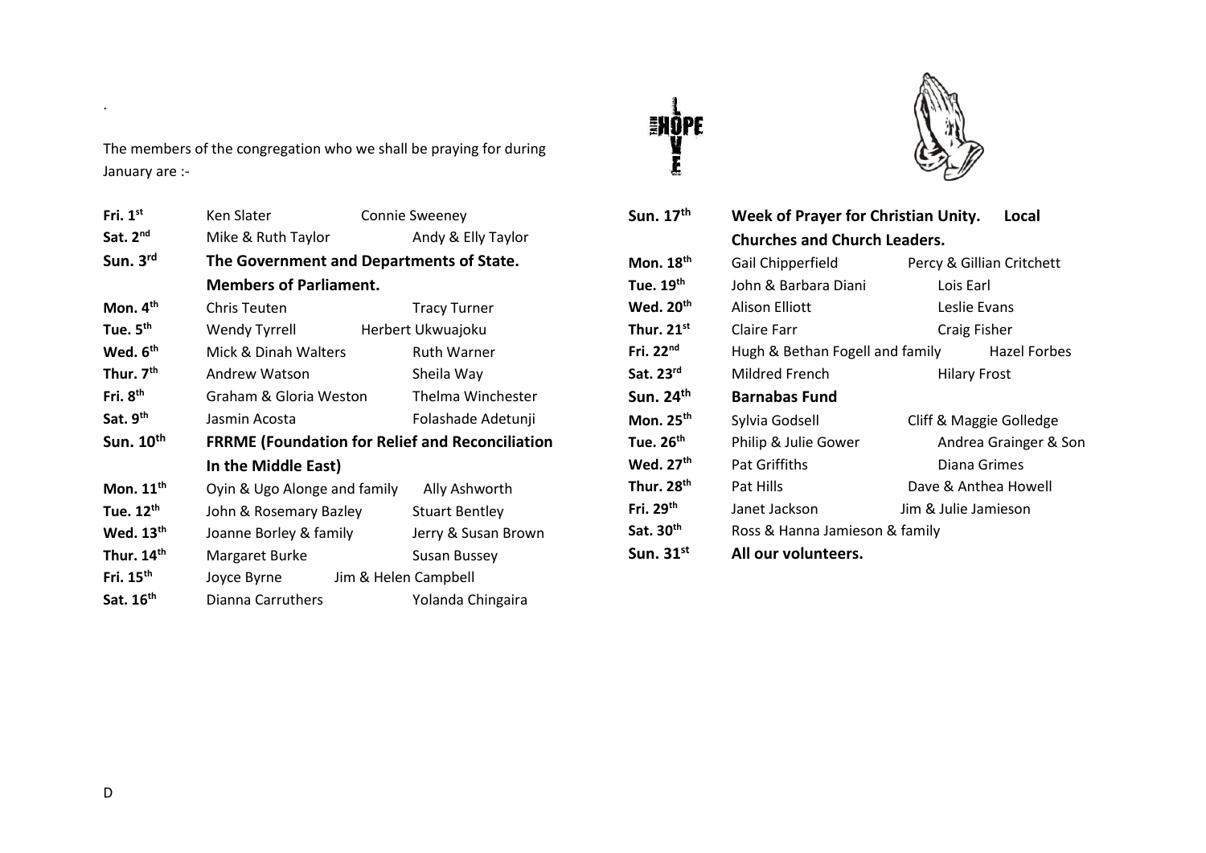.

The members of the congregation who we shall be praying for during January are :-

| | | |
|---|---|---|
| **Fri. 1st** | Ken Slater | Connie Sweeney |
| **Sat. 2nd** | Mike & Ruth Taylor | Andy & Elly Taylor |
| **Sun. 3rd** | **The Government and Departments of State. Members of Parliament.** | |
| **Mon. 4th** | Chris Teuten | Tracy Turner |
| **Tue. 5th** | Wendy Tyrrell | Herbert Ukwuajoku |
| **Wed. 6th** | Mick & Dinah Walters | Ruth Warner |
| **Thur. 7th** | Andrew Watson | Sheila Way |
| **Fri. 8th** | Graham & Gloria Weston | Thelma Winchester |
| **Sat. 9th** | Jasmin Acosta | Folashade Adetunji |
| **Sun. 10th** | **FRRME (Foundation for Relief and Reconciliation In the Middle East)** | |
| **Mon. 11th** | Oyin & Ugo Alonge and family | Ally Ashworth |
| **Tue. 12th** | John & Rosemary Bazley | Stuart Bentley |
| **Wed. 13th** | Joanne Borley & family | Jerry & Susan Brown |
| **Thur. 14th** | Margaret Burke | Susan Bussey |
| **Fri. 15th** | Joyce Byrne | Jim & Helen Campbell |
| **Sat. 16th** | Dianna Carruthers | Yolanda Chingaira |
| **Sun. 17th** | **Week of Prayer for Christian Unity. Local Churches and Church Leaders.** | |
| **Mon. 18th** | Gail Chipperfield | Percy & Gillian Critchett |
| **Tue. 19th** | John & Barbara Diani | Lois Earl |
| **Wed. 20th** | Alison Elliott | Leslie Evans |
| **Thur. 21st** | Claire Farr | Craig Fisher |
| **Fri. 22nd** | Hugh & Bethan Fogell and family | Hazel Forbes |
| **Sat. 23rd** | Mildred French | Hilary Frost |
| **Sun. 24th** | **Barnabas Fund** | |
| **Mon. 25th** | Sylvia Godsell | Cliff & Maggie Golledge |
| **Tue. 26th** | Philip & Julie Gower | Andrea Grainger & Son |
| **Wed. 27th** | Pat Griffiths | Diana Grimes |
| **Thur. 28th** | Pat Hills | Dave & Anthea Howell |
| **Fri. 29th** | Janet Jackson | Jim & Julie Jamieson |
| **Sat. 30th** | Ross & Hanna Jamieson & family | |
| **Sun. 31st** | **All our volunteers.** | |

D